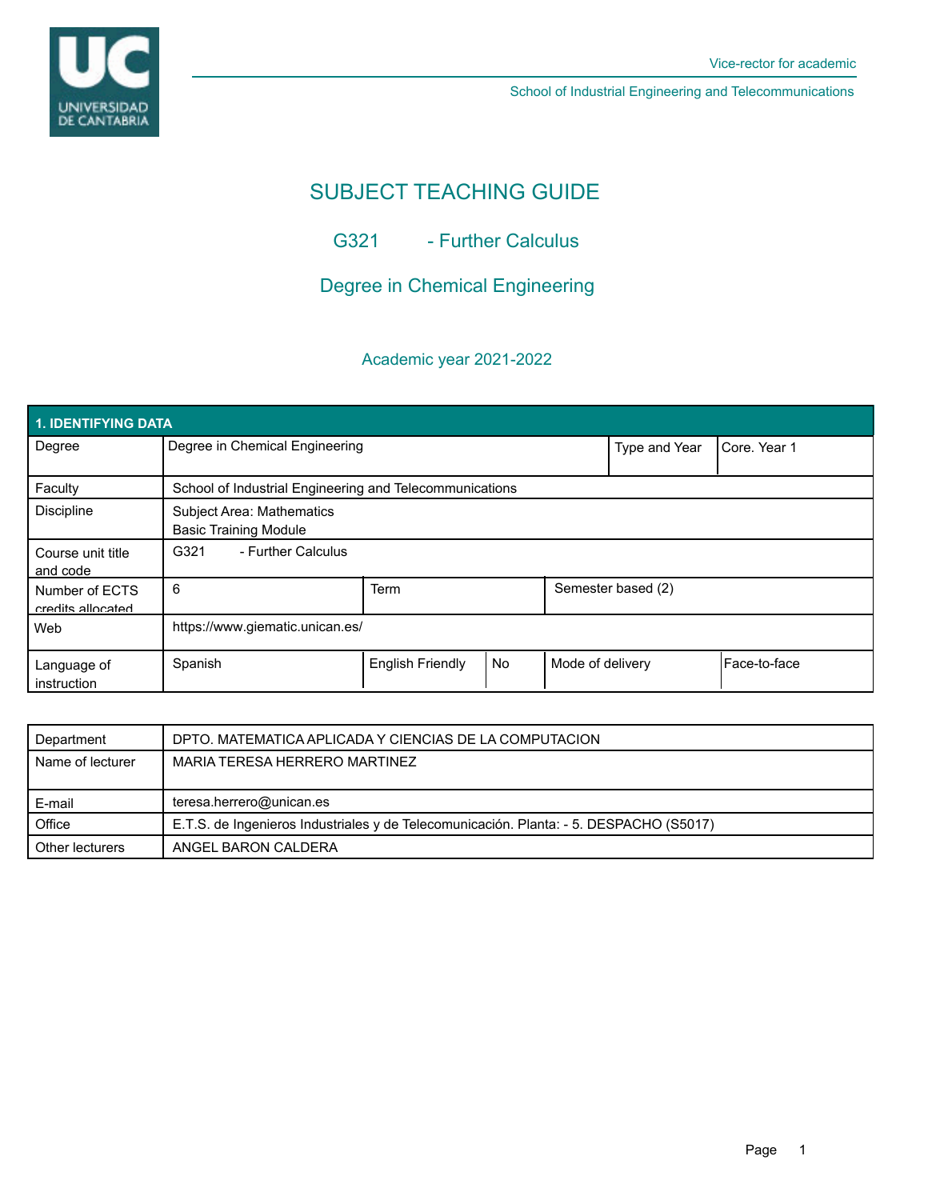Vice-rector for academic

School of Industrial Engineering and Telecommunications

# SUBJECT TEACHING GUIDE

## G321 - Further Calculus

## Degree in Chemical Engineering

### Academic year 2021-2022

| 1. IDENTIFYING DATA | | | | | |
|---|---|---|---|---|---|
| Degree | Degree in Chemical Engineering | | | Type and Year | Core. Year 1 |
| Faculty | School of Industrial Engineering and Telecommunications | | | | |
| Discipline | Subject Area: Mathematics<br>Basic Training Module | | | | |
| Course unit title and code | G321 - Further Calculus | | | | |
| Number of ECTS credits allocated | 6 | Term | | Semester based (2) | |
| Web | https://www.giematic.unican.es/ | | | | |
| Language of instruction | Spanish | English Friendly | No | Mode of delivery | Face-to-face |

| Department | DPTO. MATEMATICA APLICADA Y CIENCIAS DE LA COMPUTACION |
|---|---|
| Name of lecturer | MARIA TERESA HERRERO MARTINEZ |
| E-mail | teresa.herrero@unican.es |
| Office | E.T.S. de Ingenieros Industriales y de Telecomunicación. Planta: - 5. DESPACHO (S5017) |
| Other lecturers | ANGEL BARON CALDERA |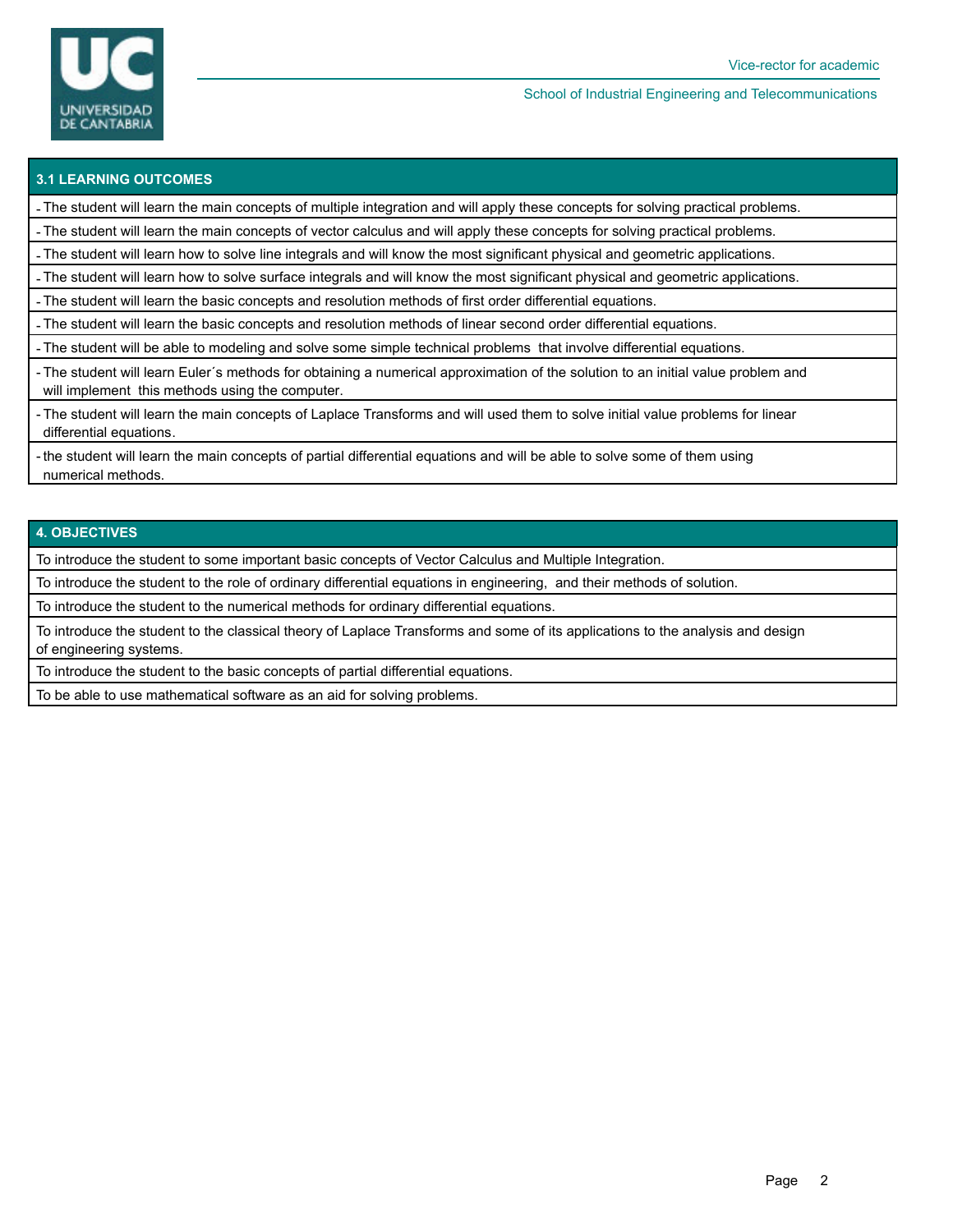## 3.1 LEARNING OUTCOMES

- The student will learn the main concepts of multiple integration and will apply these concepts for solving practical problems.
- The student will learn the main concepts of vector calculus and will apply these concepts for solving practical problems.
- The student will learn how to solve line integrals and will know the most significant physical and geometric applications.
- The student will learn how to solve surface integrals and will know the most significant physical and geometric applications.
- The student will learn the basic concepts and resolution methods of first order differential equations.
- The student will learn the basic concepts and resolution methods of linear second order differential equations.
- The student will be able to modeling and solve some simple technical problems that involve differential equations.
- The student will learn Euler´s methods for obtaining a numerical approximation of the solution to an initial value problem and will implement this methods using the computer.
- The student will learn the main concepts of Laplace Transforms and will used them to solve initial value problems for linear differential equations.
- the student will learn the main concepts of partial differential equations and will be able to solve some of them using numerical methods.

## 4. OBJECTIVES

To introduce the student to some important basic concepts of Vector Calculus and Multiple Integration.

To introduce the student to the role of ordinary differential equations in engineering, and their methods of solution.

To introduce the student to the numerical methods for ordinary differential equations.

To introduce the student to the classical theory of Laplace Transforms and some of its applications to the analysis and design of engineering systems.

To introduce the student to the basic concepts of partial differential equations.

To be able to use mathematical software as an aid for solving problems.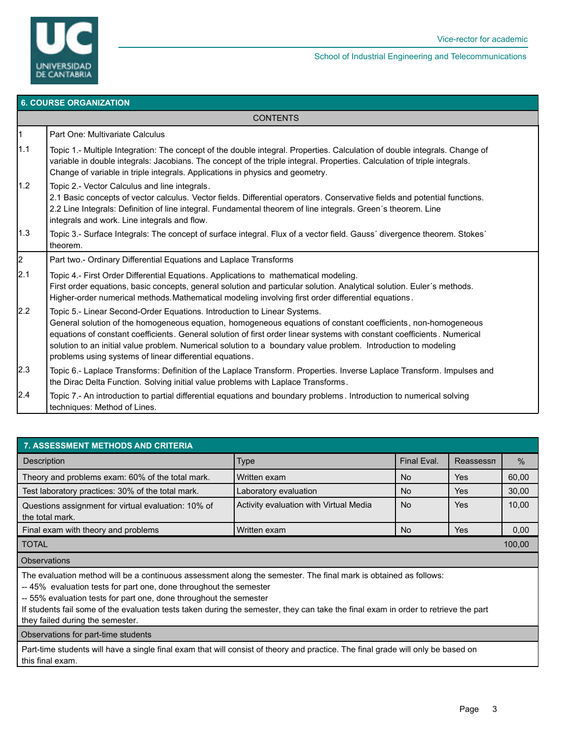## 6. COURSE ORGANIZATION

| CONTENTS | |
|---|---|
| 1 | Part One: Multivariate Calculus |
| 1.1 | Topic 1.- Multiple Integration: The concept of the double integral. Properties. Calculation of double integrals. Change of variable in double integrals: Jacobians. The concept of the triple integral. Properties. Calculation of triple integrals. Change of variable in triple integrals. Applications in physics and geometry. |
| 1.2 | Topic 2.- Vector Calculus and line integrals. 2.1 Basic concepts of vector calculus. Vector fields. Differential operators. Conservative fields and potential functions. 2.2 Line Integrals: Definition of line integral. Fundamental theorem of line integrals. Green´s theorem. Line integrals and work. Line integrals and flow. |
| 1.3 | Topic 3.- Surface Integrals: The concept of surface integral. Flux of a vector field. Gauss´ divergence theorem. Stokes´ theorem. |
| 2 | Part two.- Ordinary Differential Equations and Laplace Transforms |
| 2.1 | Topic 4.- First Order Differential Equations. Applications to mathematical modeling. First order equations, basic concepts, general solution and particular solution. Analytical solution. Euler´s methods. Higher-order numerical methods.Mathematical modeling involving first order differential equations. |
| 2.2 | Topic 5.- Linear Second-Order Equations. Introduction to Linear Systems. General solution of the homogeneous equation, homogeneous equations of constant coefficients, non-homogeneous equations of constant coefficients. General solution of first order linear systems with constant coefficients. Numerical solution to an initial value problem. Numerical solution to a boundary value problem. Introduction to modeling problems using systems of linear differential equations. |
| 2.3 | Topic 6.- Laplace Transforms: Definition of the Laplace Transform. Properties. Inverse Laplace Transform. Impulses and the Dirac Delta Function. Solving initial value problems with Laplace Transforms. |
| 2.4 | Topic 7.- An introduction to partial differential equations and boundary problems. Introduction to numerical solving techniques: Method of Lines. |

## 7. ASSESSMENT METHODS AND CRITERIA

| Description | Type | Final Eval. | Reassessn | % |
|---|---|---|---|---|
| Theory and problems exam: 60% of the total mark. | Written exam | No | Yes | 60,00 |
| Test laboratory practices: 30% of the total mark. | Laboratory evaluation | No | Yes | 30,00 |
| Questions assignment for virtual evaluation: 10% of the total mark. | Activity evaluation with Virtual Media | No | Yes | 10,00 |
| Final exam with theory and problems | Written exam | No | Yes | 0,00 |
| TOTAL | | | | 100,00 |

**Observations**

The evaluation method will be a continuous assessment along the semester. The final mark is obtained as follows:
-- 45% evaluation tests for part one, done throughout the semester
-- 55% evaluation tests for part one, done throughout the semester
If students fail some of the evaluation tests taken during the semester, they can take the final exam in order to retrieve the part they failed during the semester.

**Observations for part-time students**

Part-time students will have a single final exam that will consist of theory and practice. The final grade will only be based on this final exam.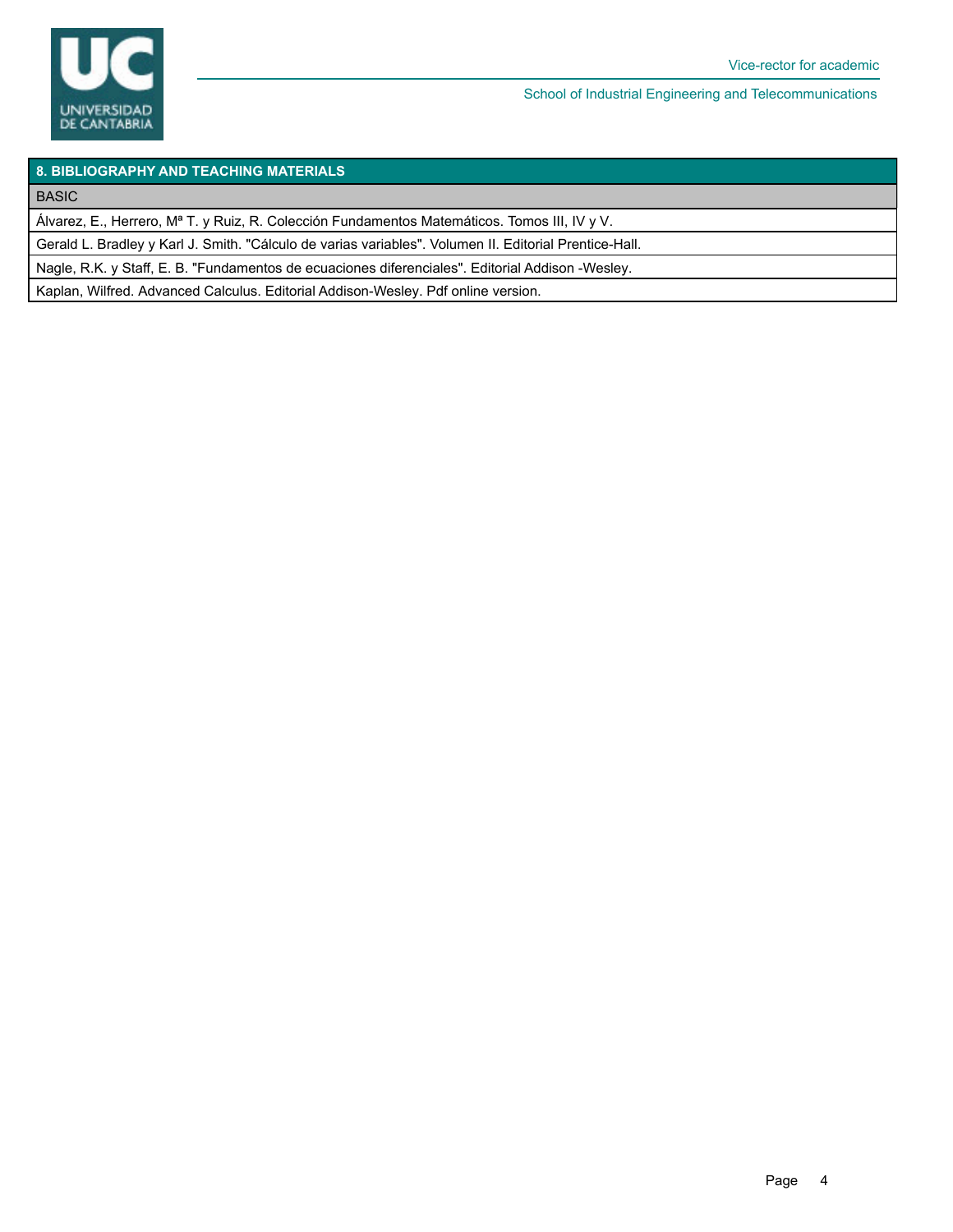## 8. BIBLIOGRAPHY AND TEACHING MATERIALS

| BASIC |
| --- |
| Álvarez, E., Herrero, Mª T. y Ruiz, R. Colección Fundamentos Matemáticos. Tomos III, IV y V. |
| Gerald L. Bradley y Karl J. Smith. "Cálculo de varias variables". Volumen II. Editorial Prentice-Hall. |
| Nagle, R.K. y Staff, E. B. "Fundamentos de ecuaciones diferenciales". Editorial Addison -Wesley. |
| Kaplan, Wilfred. Advanced Calculus. Editorial Addison-Wesley. Pdf online version. |